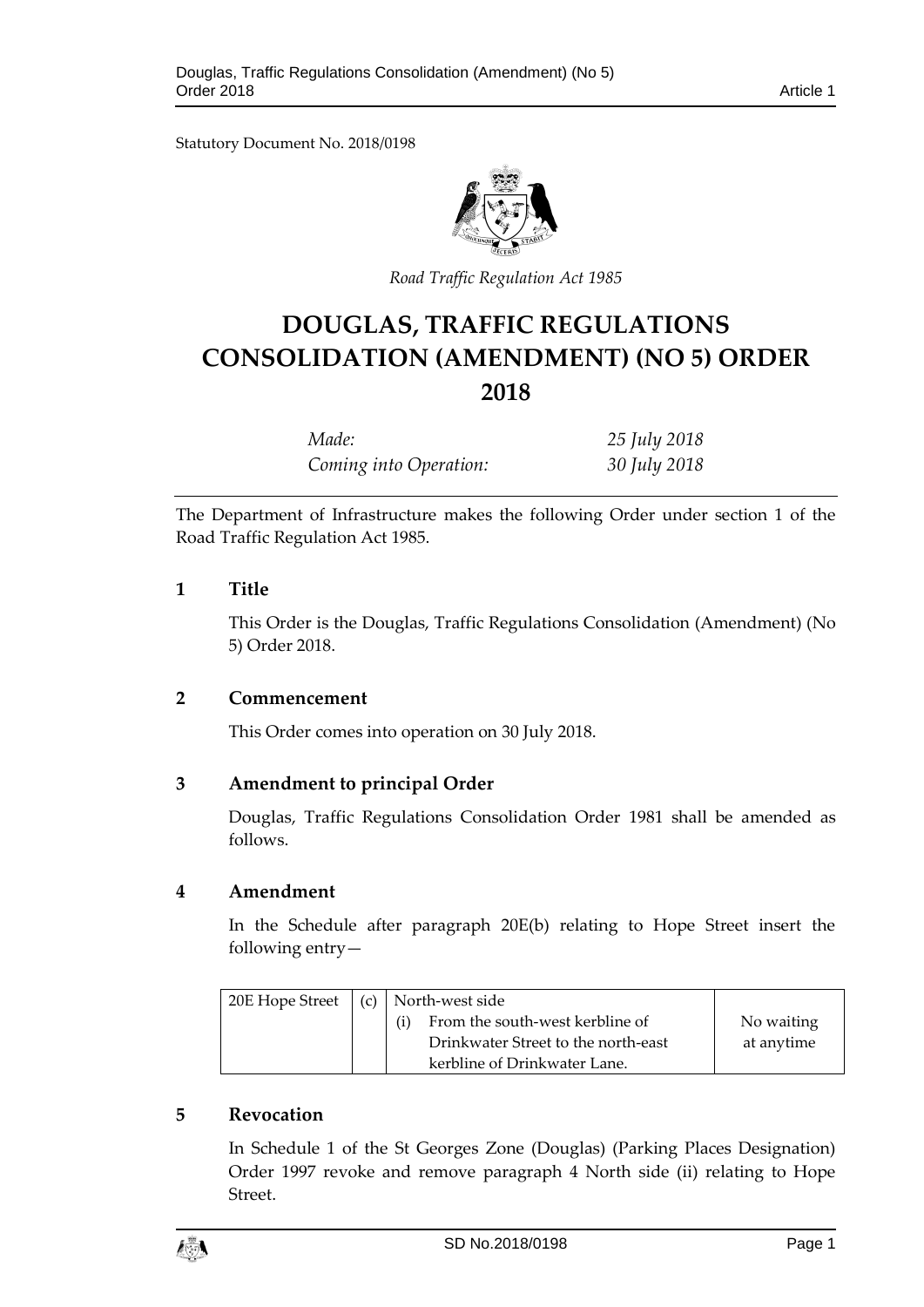Statutory Document No. 2018/0198

*Road Traffic Regulation Act 1985*

# DOUGLAS, TRAFFIC REGULATIONS CONSOLIDATION (AMENDMENT) (NO 5) ORDER 2018

| | |
|---|---|
| *Made:* | *25 July 2018* |
| *Coming into Operation:* | *30 July 2018* |

The Department of Infrastructure makes the following Order under section 1 of the Road Traffic Regulation Act 1985.

## 1 Title

This Order is the Douglas, Traffic Regulations Consolidation (Amendment) (No 5) Order 2018.

## 2 Commencement

This Order comes into operation on 30 July 2018.

## 3 Amendment to principal Order

Douglas, Traffic Regulations Consolidation Order 1981 shall be amended as follows.

## 4 Amendment

In the Schedule after paragraph 20E(b) relating to Hope Street insert the following entry—

| 20E Hope Street | (c) | North-west side<br>(i) From the south-west kerbline of Drinkwater Street to the north-east kerbline of Drinkwater Lane. | No waiting at anytime |
|---|---|---|---|

## 5 Revocation

In Schedule 1 of the St Georges Zone (Douglas) (Parking Places Designation) Order 1997 revoke and remove paragraph 4 North side (ii) relating to Hope Street.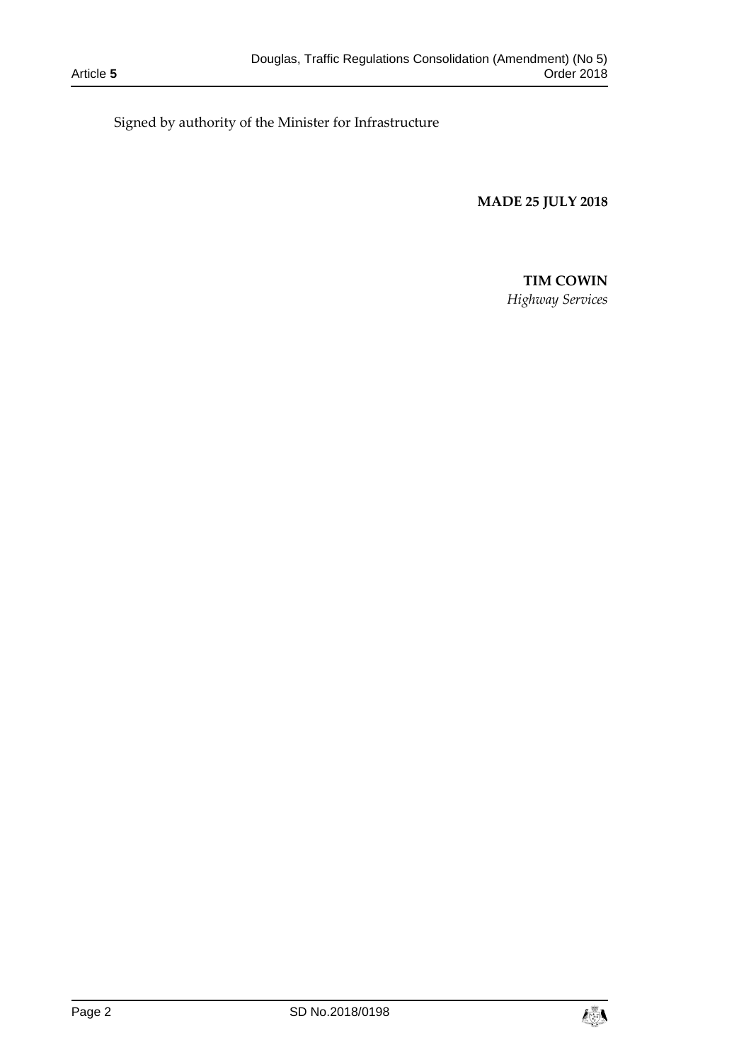Signed by authority of the Minister for Infrastructure

**MADE 25 JULY 2018**

**TIM COWIN**
*Highway Services*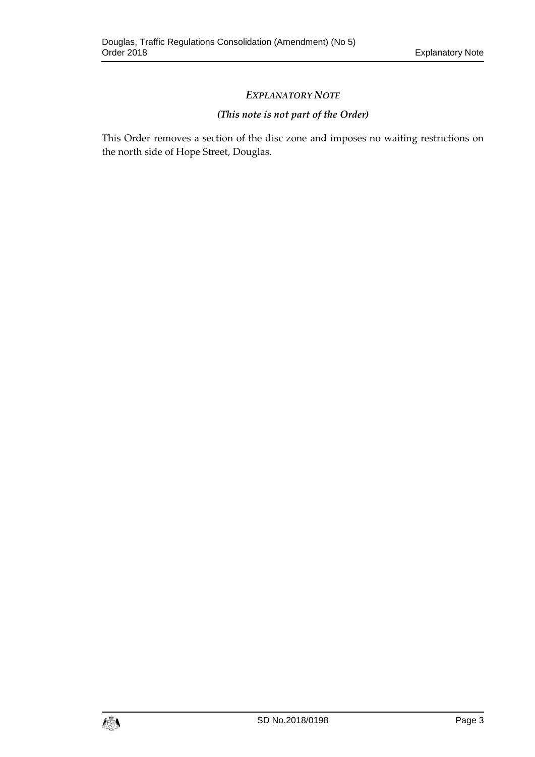## *EXPLANATORY NOTE*

***(This note is not part of the Order)***

This Order removes a section of the disc zone and imposes no waiting restrictions on the north side of Hope Street, Douglas.